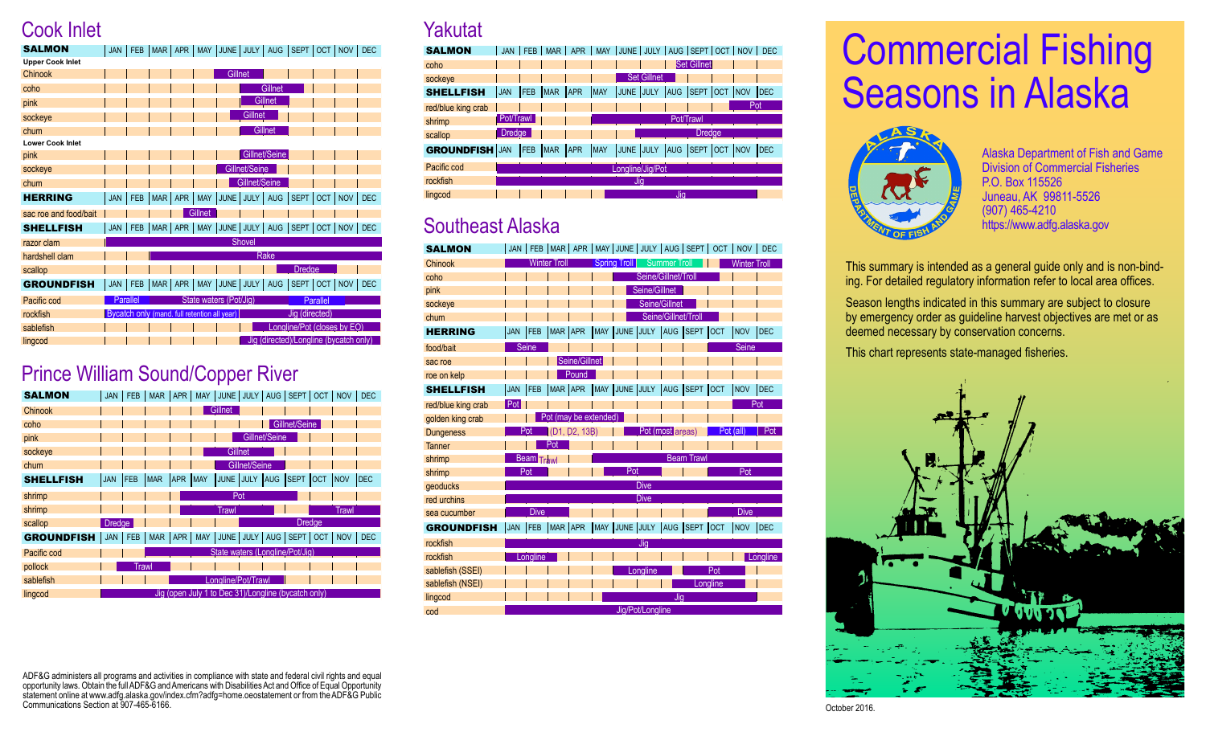# Commercial Fishing Seasons in Alaska

Alaska Department of Fish and Game
Division of Commercial Fisheries
P.O. Box 115526
Juneau, AK 99811-5526
(907) 465-4210
https://www.adfg.alaska.gov

This summary is intended as a general guide only and is non-binding. For detailed regulatory information refer to local area offices.

Season lengths indicated in this summary are subject to closure by emergency order as guideline harvest objectives are met or as deemed necessary by conservation concerns.

This chart represents state-managed fisheries.

## Cook Inlet

| SALMON | Season / Gear |
|---|---|
| **Upper Cook Inlet** | |
| Chinook | Gillnet (June–July) |
| coho | Gillnet (July–Aug) |
| pink | Gillnet (July–Aug) |
| sockeye | Gillnet (July–Aug) |
| chum | Gillnet (July–Aug) |
| **Lower Cook Inlet** | |
| pink | Gillnet/Seine (July–Aug) |
| sockeye | Gillnet/Seine (June–Aug) |
| chum | Gillnet/Seine (July–Aug) |
| **HERRING** | |
| sac roe and food/bait | Gillnet (Apr–May) |
| **SHELLFISH** | |
| razor clam | Shovel (Jan–Dec) |
| hardshell clam | Rake (Mar–Dec) |
| scallop | Dredge (Aug–Oct) |
| **GROUNDFISH** | |
| Pacific cod | Parallel (Jan–Feb); State waters (Pot/Jig) (Mar–Aug); Parallel (Sept–Oct) |
| rockfish | Bycatch only (mand. full retention all year) (Jan–June); Jig (directed) (July–Dec) |
| sablefish | Longline/Pot (closes by EO) (July–Dec) |
| lingcod | Jig (directed)/Longline (bycatch only) (July–Dec) |

## Prince William Sound/Copper River

| SALMON | Season / Gear |
|---|---|
| Chinook | Gillnet (May–June) |
| coho | Gillnet/Seine (Aug–Sept) |
| pink | Gillnet/Seine (June–Aug) |
| sockeye | Gillnet (May–Aug) |
| chum | Gillnet/Seine (June–Aug) |
| **SHELLFISH** | |
| shrimp | Pot (Apr–Aug) |
| shrimp | Trawl (Apr–July); Trawl (Oct–Dec) |
| scallop | Dredge (Jan–Feb); Dredge (July–Dec) |
| **GROUNDFISH** | |
| Pacific cod | State waters (Longline/Pot/Jig) (Mar–Dec) |
| pollock | Trawl (Feb–Mar) |
| sablefish | Longline/Pot/Trawl (Apr–Aug) |
| lingcod | Jig (open July 1 to Dec 31)/Longline (bycatch only) |

## Yakutat

| SALMON | Season / Gear |
|---|---|
| coho | Set Gillnet (Aug–Sept) |
| sockeye | Set Gillnet (June–July) |
| **SHELLFISH** | |
| red/blue king crab | Pot (Nov–Dec) |
| shrimp | Pot/Trawl (Jan–Feb); Pot/Trawl (May–Dec) |
| scallop | Dredge (Jan–Feb); Dredge (July–Dec) |
| **GROUNDFISH** | |
| Pacific cod | Longline/Jig/Pot (Jan–Dec) |
| rockfish | Jig (Jan–Dec) |
| lingcod | Jig (May–Nov) |

## Southeast Alaska

| SALMON | Season / Gear |
|---|---|
| Chinook | Winter Troll (Jan–Apr); Spring Troll (May–June); Summer Troll (July–Sept); Winter Troll (Oct–Dec) |
| coho | Seine/Gillnet/Troll (June–Sept) |
| pink | Seine/Gillnet (June–July) |
| sockeye | Seine/Gillnet (June–Aug) |
| chum | Seine/Gillnet/Troll (June–Sept) |
| **HERRING** | |
| food/bait | Seine (Jan–Feb); Seine (Oct–Dec) |
| sac roe | Seine/Gillnet (Mar–Apr) |
| roe on kelp | Pound (Mar–Apr) |
| **SHELLFISH** | |
| red/blue king crab | Pot (Jan); Pot (Nov–Dec) |
| golden king crab | Pot (may be extended) (Feb–May) |
| Dungeness | Pot (Jan–Feb) (D1, D2, 13B); Pot (most areas) (June–Aug); Pot (all) (Oct–Nov); Pot (Dec) |
| Tanner | Pot (Feb–Mar) |
| shrimp | Beam Trawl (Jan–Feb); Beam Trawl (May–Dec) |
| shrimp | Pot (Jan–Feb); Pot (May–June); Pot (Oct–Dec) |
| geoducks | Dive (Jan–Dec) |
| red urchins | Dive (Jan–Dec) |
| sea cucumber | Dive (Jan–Mar); Dive (Oct–Dec) |
| **GROUNDFISH** | |
| rockfish | Jig (Jan–Dec) |
| rockfish | Longline (Jan–Mar); Longline (Dec) |
| sablefish (SSEI) | Longline (Aug); Pot (Sept–Oct) |
| sablefish (NSEI) | Longline (Aug–Nov) |
| lingcod | Jig (May–Nov) |
| cod | Jig/Pot/Longline (Jan–Dec) |

ADF&G administers all programs and activities in compliance with state and federal civil rights and equal opportunity laws. Obtain the full ADF&G and Americans with Disabilities Act and Office of Equal Opportunity statement online at www.adfg.alaska.gov/index.cfm?adfg=home.oeostatement or from the ADF&G Public Communications Section at 907-465-6166.

October 2016.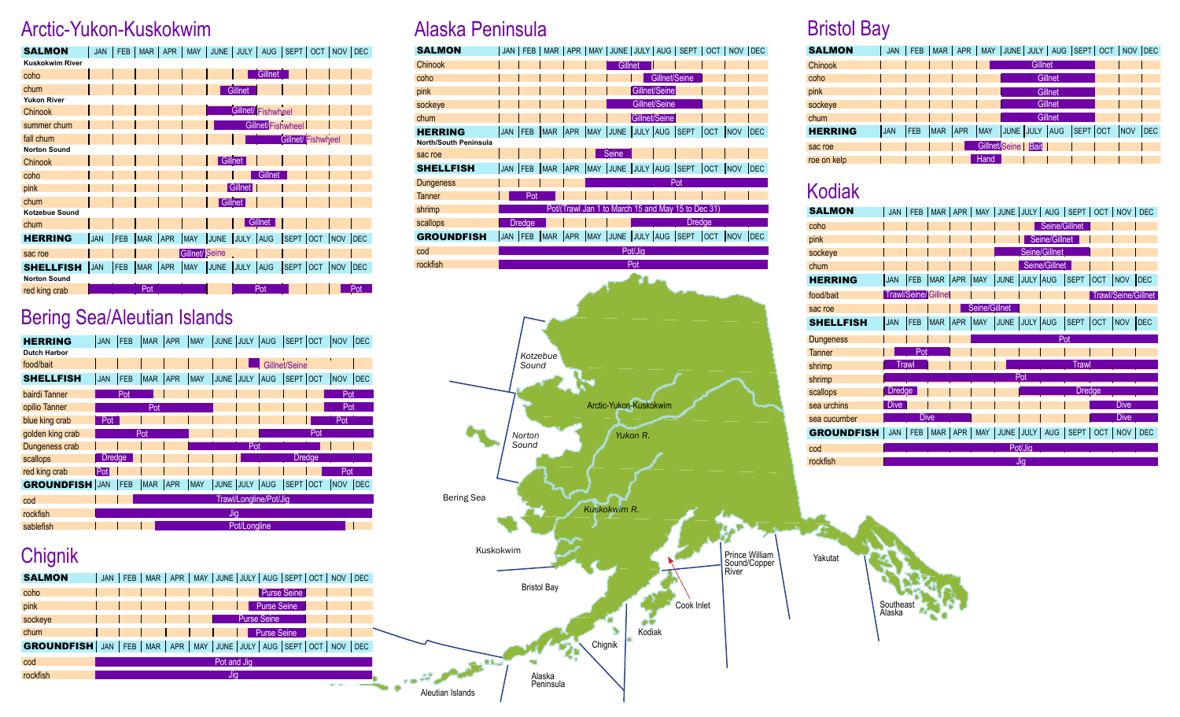# Arctic-Yukon-Kuskokwim

**SALMON** JAN FEB MAR APR MAY JUNE JULY AUG SEPT OCT NOV DEC

**Kuskokwim River**

coho — Gillnet

chum — Gillnet

**Yukon River**

Chinook — Gillnet/Fishwheel

summer chum — Gillnet/Fishwheel

fall chum — Gillnet/Fishwheel

**Norton Sound**

Chinook — Gillnet

coho — Gillnet

pink — Gillnet

chum — Gillnet

**Kotzebue Sound**

chum — Gillnet

**HERRING** JAN FEB MAR APR MAY JUNE JULY AUG SEPT OCT NOV DEC

sac roe — Gillnet/Seine

**SHELLFISH** JAN FEB MAR APR MAY JUNE JULY AUG SEPT OCT NOV DEC

**Norton Sound**

red king crab — Pot, Pot, Pot

# Bering Sea/Aleutian Islands

**HERRING** JAN FEB MAR APR MAY JUNE JULY AUG SEPT OCT NOV DEC

**Dutch Harbor**

food/bait — Gillnet/Seine

**SHELLFISH** JAN FEB MAR APR MAY JUNE JULY AUG SEPT OCT NOV DEC

bairdi Tanner — Pot, Pot

opilio Tanner — Pot, Pot

blue king crab — Pot, Pot

golden king crab — Pot, Pot

Dungeness crab — Pot

scallops — Dredge, Dredge

red king crab — Pot, Pot

**GROUNDFISH** JAN FEB MAR APR MAY JUNE JULY AUG SEPT OCT NOV DEC

cod — Trawl/Longline/Pot/Jig

rockfish — Jig

sablefish — Pot/Longline

# Chignik

**SALMON** JAN FEB MAR APR MAY JUNE JULY AUG SEPT OCT NOV DEC

coho — Purse Seine

pink — Purse Seine

sockeye — Purse Seine

chum — Purse Seine

**GROUNDFISH** JAN FEB MAR APR MAY JUNE JULY AUG SEPT OCT NOV DEC

cod — Pot and Jig

rockfish — Jig

# Alaska Peninsula

**SALMON** JAN FEB MAR APR MAY JUNE JULY AUG SEPT OCT NOV DEC

Chinook — Gillnet

coho — Gillnet/Seine

pink — Gillnet/Seine

sockeye — Gillnet/Seine

chum — Gillnet/Seine

**HERRING** JAN FEB MAR APR MAY JUNE JULY AUG SEPT OCT NOV DEC

**North/South Peninsula**

sac roe — Seine

**SHELLFISH** JAN FEB MAR APR MAY JUNE JULY AUG SEPT OCT NOV DEC

Dungeness — Pot

Tanner — Pot

shrimp — Pot/(Trawl Jan 1 to March 15 and May 15 to Dec 31)

scallops — Dredge, Dredge

**GROUNDFISH** JAN FEB MAR APR MAY JUNE JULY AUG SEPT OCT NOV DEC

cod — Pot/Jig

rockfish — Pot

# Bristol Bay

**SALMON** JAN FEB MAR APR MAY JUNE JULY AUG SEPT OCT NOV DEC

Chinook — Gillnet

coho — Gillnet

pink — Gillnet

sockeye — Gillnet

chum — Gillnet

**HERRING** JAN FEB MAR APR MAY JUNE JULY AUG SEPT OCT NOV DEC

sac roe — Gillnet/Seine, Bait

roe on kelp — Hand

# Kodiak

**SALMON** JAN FEB MAR APR MAY JUNE JULY AUG SEPT OCT NOV DEC

coho — Seine/Gillnet

pink — Seine/Gillnet

sockeye — Seine/Gillnet

chum — Seine/Gillnet

**HERRING** JAN FEB MAR APR MAY JUNE JULY AUG SEPT OCT NOV DEC

food/bait — Trawl/Seine/Gillnet, Trawl/Seine/Gillnet

sac roe — Seine/Gillnet

**SHELLFISH** JAN FEB MAR APR MAY JUNE JULY AUG SEPT OCT NOV DEC

Dungeness — Pot

Tanner — Pot

shrimp — Trawl, Trawl

shrimp — Pot

scallops — Dredge, Dredge

sea urchins — Dive, Dive

sea cucumber — Dive, Dive

**GROUNDFISH** JAN FEB MAR APR MAY JUNE JULY AUG SEPT OCT NOV DEC

cod — Pot/Jig

rockfish — Jig

Kotzebue Sound
Arctic-Yukon-Kuskokwim
Norton Sound
Yukon R.
Bering Sea
Kuskokwim R.
Kuskokwim
Bristol Bay
Prince William Sound/Copper River
Yakutat
Cook Inlet
Southeast Alaska
Kodiak
Chignik
Alaska Peninsula
Aleutian Islands